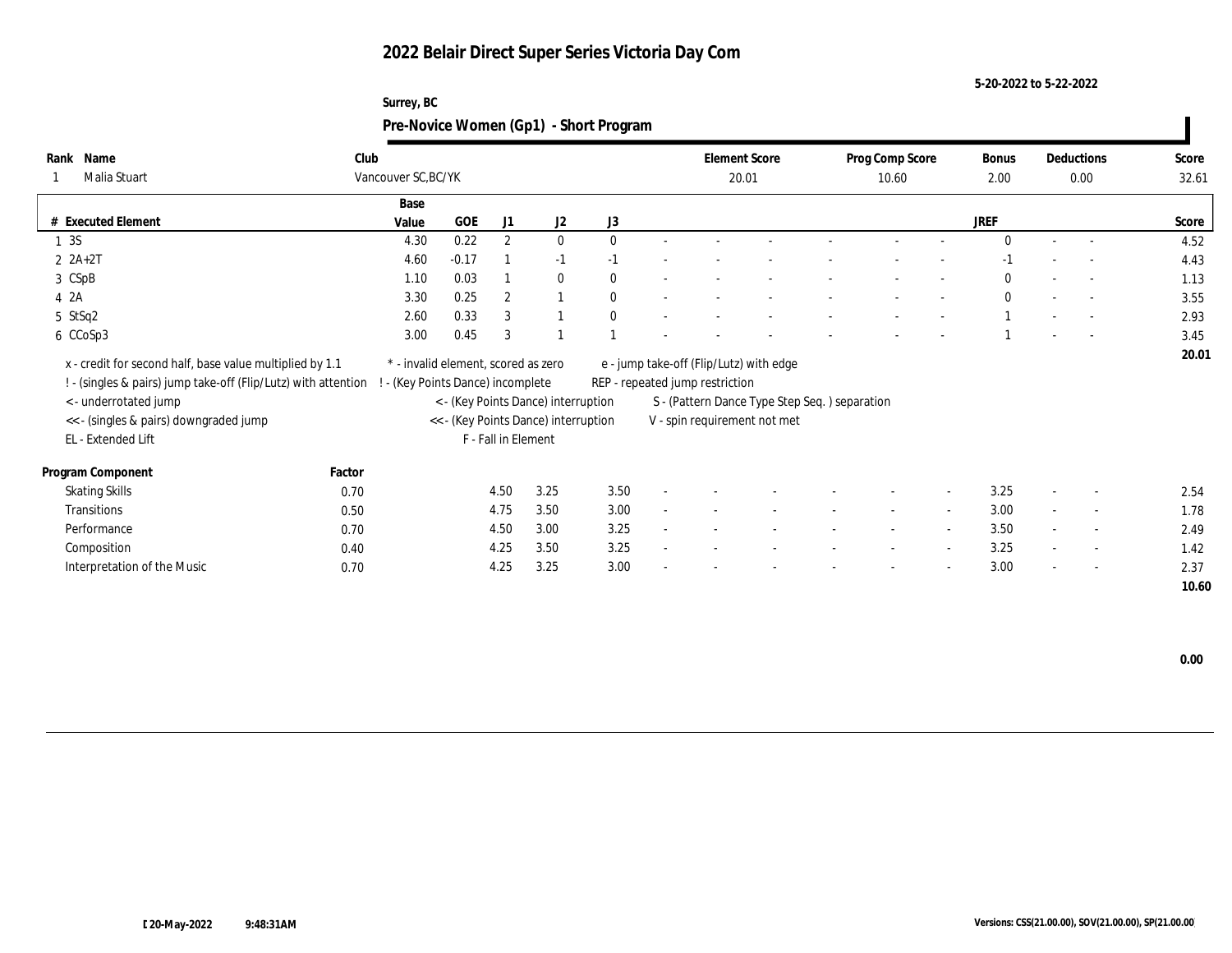# 2022 Belair Direct Super Series Victoria Day Com

5-20-2022 to 5-22-2022

Surrey, BC

## Pre-Novice Women (Gp1) - Short Program

| Rank | Name | Club | Element Score | Prog Comp Score | Bonus | Deductions | Score |
|---|---|---|---|---|---|---|---|
| 1 | Malia Stuart | Vancouver SC,BC/YK | 20.01 | 10.60 | 2.00 | 0.00 | 32.61 |

| # | Executed Element | Base Value | GOE | J1 | J2 | J3 | | | | | | | | JREF | | | Score |
|---|---|---|---|---|---|---|---|---|---|---|---|---|---|---|---|---|---|
| 1 | 3S | 4.30 | 0.22 | 2 | 0 | 0 | - | - | - | - | - | - | - | 0 | - | - | 4.52 |
| 2 | 2A+2T | 4.60 | -0.17 | 1 | -1 | -1 | - | - | - | - | - | - | - | -1 | - | - | 4.43 |
| 3 | CSpB | 1.10 | 0.03 | 1 | 0 | 0 | - | - | - | - | - | - | - | 0 | - | - | 1.13 |
| 4 | 2A | 3.30 | 0.25 | 2 | 1 | 0 | - | - | - | - | - | - | - | 0 | - | - | 3.55 |
| 5 | StSq2 | 2.60 | 0.33 | 3 | 1 | 0 | - | - | - | - | - | - | - | 1 | - | - | 2.93 |
| 6 | CCoSp3 | 3.00 | 0.45 | 3 | 1 | 1 | - | - | - | - | - | - | - | 1 | - | - | 3.45 |
| | | | | | | | | | | | | | | | | | 20.01 |

x - credit for second half, base value multiplied by 1.1
! - (singles & pairs) jump take-off (Flip/Lutz) with attention
< - underrotated jump
<< - (singles & pairs) downgraded jump
EL - Extended Lift
* - invalid element, scored as zero
! - (Key Points Dance) incomplete
< - (Key Points Dance) interruption
<< - (Key Points Dance) interruption
F - Fall in Element
e - jump take-off (Flip/Lutz) with edge
REP - repeated jump restriction
S - (Pattern Dance Type Step Seq. ) separation
V - spin requirement not met

| Program Component | Factor | J1 | J2 | J3 | | | | | | | | JREF | | | Score |
|---|---|---|---|---|---|---|---|---|---|---|---|---|---|---|---|
| Skating Skills | 0.70 | 4.50 | 3.25 | 3.50 | - | - | - | - | - | - | - | 3.25 | - | - | 2.54 |
| Transitions | 0.50 | 4.75 | 3.50 | 3.00 | - | - | - | - | - | - | - | 3.00 | - | - | 1.78 |
| Performance | 0.70 | 4.50 | 3.00 | 3.25 | - | - | - | - | - | - | - | 3.50 | - | - | 2.49 |
| Composition | 0.40 | 4.25 | 3.50 | 3.25 | - | - | - | - | - | - | - | 3.25 | - | - | 1.42 |
| Interpretation of the Music | 0.70 | 4.25 | 3.25 | 3.00 | - | - | - | - | - | - | - | 3.00 | - | - | 2.37 |
| | | | | | | | | | | | | | | | 10.60 |

0.00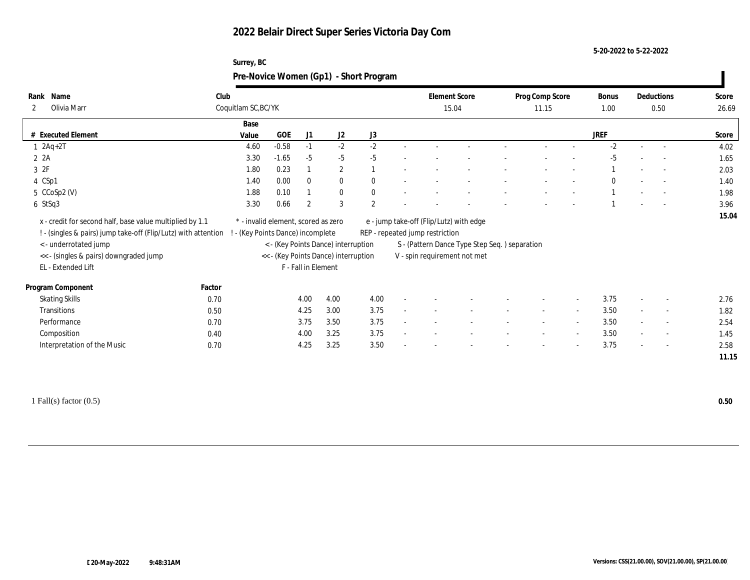# 2022 Belair Direct Super Series Victoria Day Com

5-20-2022 to 5-22-2022

Surrey, BC

## Pre-Novice Women (Gp1) - Short Program

| Rank | Name | Club | Element Score | Prog Comp Score | Bonus | Deductions | Score |
|---|---|---|---|---|---|---|---|
| 2 | Olivia Marr | Coquitlam SC,BC/YK | 15.04 | 11.15 | 1.00 | 0.50 | 26.69 |

| # | Executed Element | Base Value | GOE | J1 | J2 | J3 | | | | | | | | | JREF | | | Score |
|---|---|---|---|---|---|---|---|---|---|---|---|---|---|---|---|---|---|---|
| 1 | 2Aq+2T | 4.60 | -0.58 | -1 | -2 | -2 | - | - | - | - | - | - | - | - | -2 | - | - | 4.02 |
| 2 | 2A | 3.30 | -1.65 | -5 | -5 | -5 | - | - | - | - | - | - | - | - | -5 | - | - | 1.65 |
| 3 | 2F | 1.80 | 0.23 | 1 | 2 | 1 | - | - | - | - | - | - | - | - | 1 | - | - | 2.03 |
| 4 | CSp1 | 1.40 | 0.00 | 0 | 0 | 0 | - | - | - | - | - | - | - | - | 0 | - | - | 1.40 |
| 5 | CCoSp2 (V) | 1.88 | 0.10 | 1 | 0 | 0 | - | - | - | - | - | - | - | - | 1 | - | - | 1.98 |
| 6 | StSq3 | 3.30 | 0.66 | 2 | 3 | 2 | - | - | - | - | - | - | - | - | 1 | - | - | 3.96 |
| | | | | | | | | | | | | | | | | | | 15.04 |

x - credit for second half, base value multiplied by 1.1
! - (singles & pairs) jump take-off (Flip/Lutz) with attention
< - underrotated jump
<< - (singles & pairs) downgraded jump
EL - Extended Lift
* - invalid element, scored as zero
! - (Key Points Dance) incomplete
< - (Key Points Dance) interruption
<< - (Key Points Dance) interruption
F - Fall in Element
e - jump take-off (Flip/Lutz) with edge
REP - repeated jump restriction
S - (Pattern Dance Type Step Seq. ) separation
V - spin requirement not met

| Program Component | Factor | J1 | J2 | J3 | | | | | | | | | JREF | | | Score |
|---|---|---|---|---|---|---|---|---|---|---|---|---|---|---|---|---|
| Skating Skills | 0.70 | 4.00 | 4.00 | 4.00 | - | - | - | - | - | - | - | - | 3.75 | - | - | 2.76 |
| Transitions | 0.50 | 4.25 | 3.00 | 3.75 | - | - | - | - | - | - | - | - | 3.50 | - | - | 1.82 |
| Performance | 0.70 | 3.75 | 3.50 | 3.75 | - | - | - | - | - | - | - | - | 3.50 | - | - | 2.54 |
| Composition | 0.40 | 4.00 | 3.25 | 3.75 | - | - | - | - | - | - | - | - | 3.50 | - | - | 1.45 |
| Interpretation of the Music | 0.70 | 4.25 | 3.25 | 3.50 | - | - | - | - | - | - | - | - | 3.75 | - | - | 2.58 |
| | | | | | | | | | | | | | | | | 11.15 |

1 Fall(s) factor (0.5) **0.50**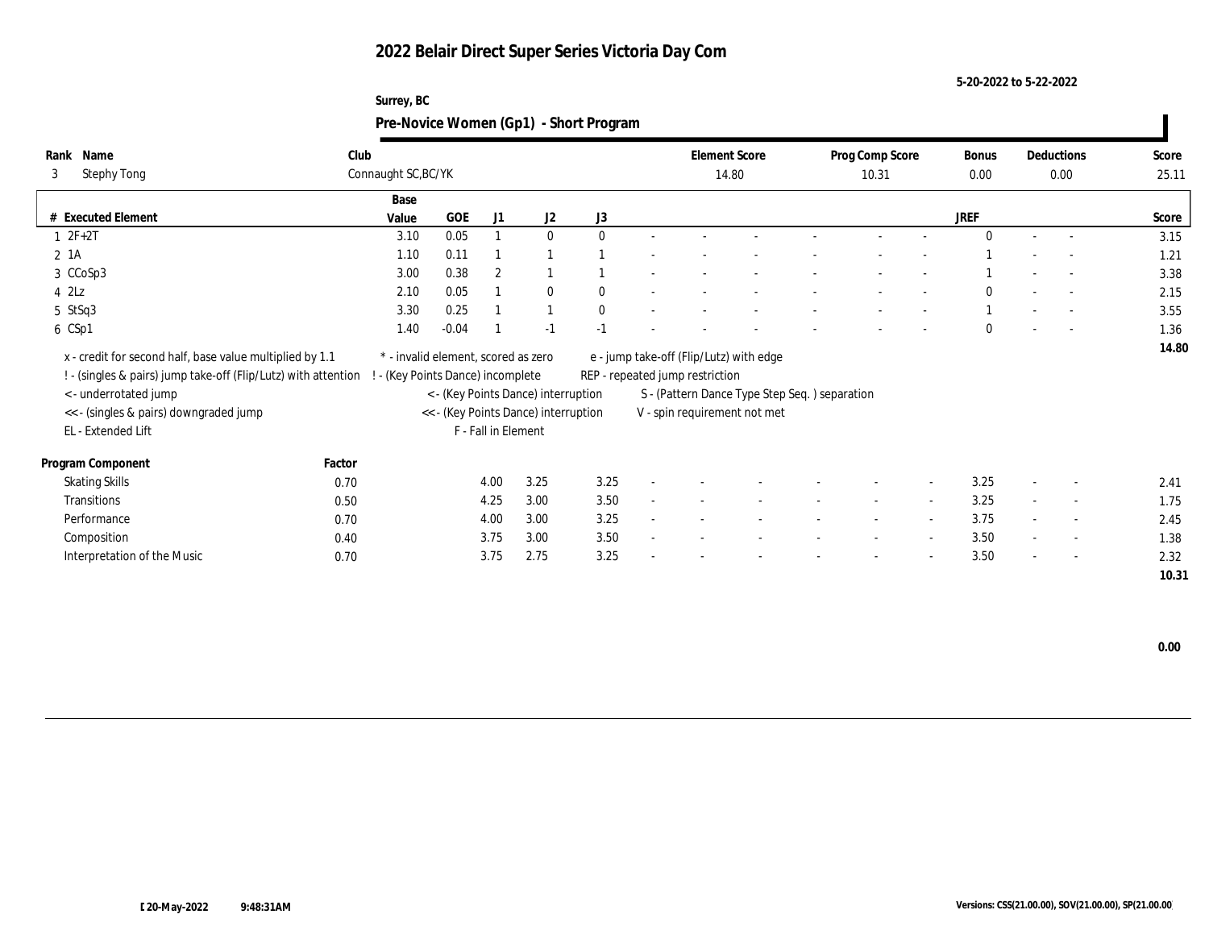# 2022 Belair Direct Super Series Victoria Day Com

5-20-2022 to 5-22-2022

Surrey, BC

## Pre-Novice Women (Gp1) - Short Program

| Rank | Name | Club | Element Score | Prog Comp Score | Bonus | Deductions | Score |
|---|---|---|---|---|---|---|---|
| 3 | Stephy Tong | Connaught SC,BC/YK | 14.80 | 10.31 | 0.00 | 0.00 | 25.11 |

| # | Executed Element | Base Value | GOE | J1 | J2 | J3 | | | | | | | | JREF | | | Score |
|---|---|---|---|---|---|---|---|---|---|---|---|---|---|---|---|---|---|
| 1 | 2F+2T | 3.10 | 0.05 | 1 | 0 | 0 | - | - | - | - | - | - | - | 0 | - | - | 3.15 |
| 2 | 1A | 1.10 | 0.11 | 1 | 1 | 1 | - | - | - | - | - | - | - | 1 | - | - | 1.21 |
| 3 | CCoSp3 | 3.00 | 0.38 | 2 | 1 | 1 | - | - | - | - | - | - | - | 1 | - | - | 3.38 |
| 4 | 2Lz | 2.10 | 0.05 | 1 | 0 | 0 | - | - | - | - | - | - | - | 0 | - | - | 2.15 |
| 5 | StSq3 | 3.30 | 0.25 | 1 | 1 | 0 | - | - | - | - | - | - | - | 1 | - | - | 3.55 |
| 6 | CSp1 | 1.40 | -0.04 | 1 | -1 | -1 | - | - | - | - | - | - | - | 0 | - | - | 1.36 |
| | | | | | | | | | | | | | | | | | 14.80 |

x - credit for second half, base value multiplied by 1.1
! - (singles & pairs) jump take-off (Flip/Lutz) with attention
< - underrotated jump
<< - (singles & pairs) downgraded jump
EL - Extended Lift
* - invalid element, scored as zero
! - (Key Points Dance) incomplete
< - (Key Points Dance) interruption
<< - (Key Points Dance) interruption
F - Fall in Element
e - jump take-off (Flip/Lutz) with edge
REP - repeated jump restriction
S - (Pattern Dance Type Step Seq. ) separation
V - spin requirement not met

| Program Component | Factor | J1 | J2 | J3 | | | | | | | | JREF | | | Score |
|---|---|---|---|---|---|---|---|---|---|---|---|---|---|---|---|
| Skating Skills | 0.70 | 4.00 | 3.25 | 3.25 | - | - | - | - | - | - | - | 3.25 | - | - | 2.41 |
| Transitions | 0.50 | 4.25 | 3.00 | 3.50 | - | - | - | - | - | - | - | 3.25 | - | - | 1.75 |
| Performance | 0.70 | 4.00 | 3.00 | 3.25 | - | - | - | - | - | - | - | 3.75 | - | - | 2.45 |
| Composition | 0.40 | 3.75 | 3.00 | 3.50 | - | - | - | - | - | - | - | 3.50 | - | - | 1.38 |
| Interpretation of the Music | 0.70 | 3.75 | 2.75 | 3.25 | - | - | - | - | - | - | - | 3.50 | - | - | 2.32 |
| | | | | | | | | | | | | | | | 10.31 |

0.00

[ 20-May-2022 9:48:31AM

Versions: CSS(21.00.00), SOV(21.00.00), SP(21.00.00)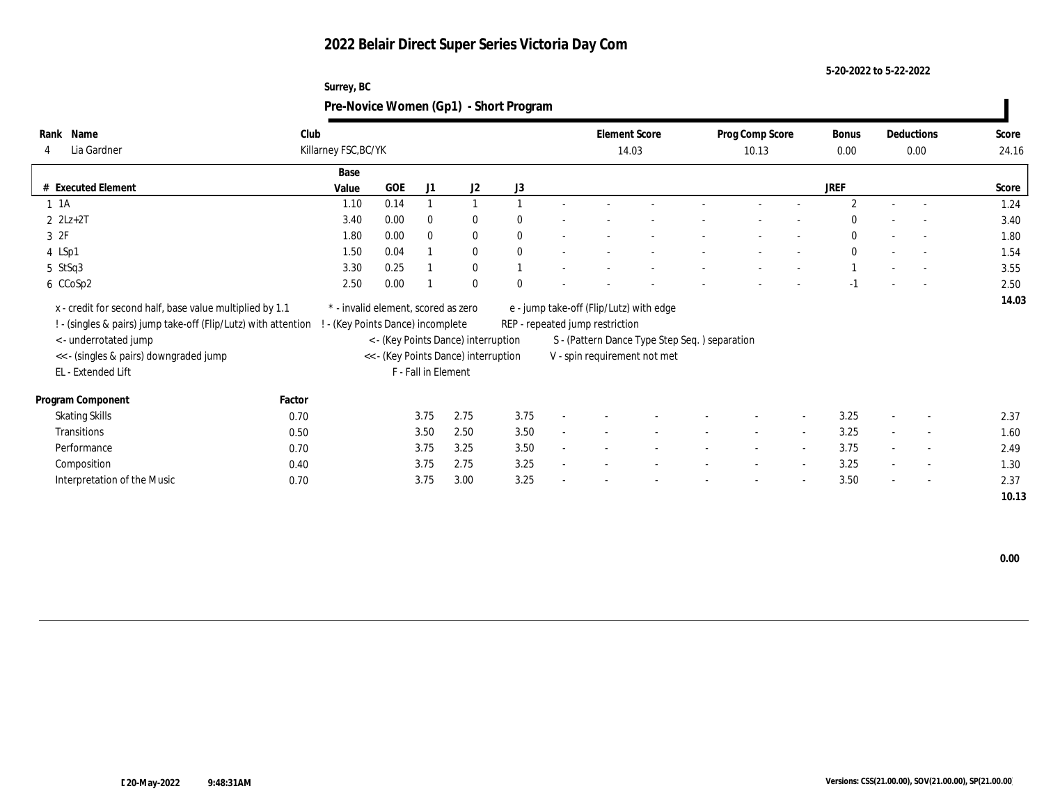# 2022 Belair Direct Super Series Victoria Day Com

5-20-2022 to 5-22-2022

Surrey, BC

## Pre-Novice Women (Gp1) - Short Program

| Rank | Name | Club | Element Score | Prog Comp Score | Bonus | Deductions | Score |
|---|---|---|---|---|---|---|---|
| 4 | Lia Gardner | Killarney FSC,BC/YK | 14.03 | 10.13 | 0.00 | 0.00 | 24.16 |

| # | Executed Element | Base Value | GOE | J1 | J2 | J3 | | | | | | | | | JREF | | | Score |
|---|---|---|---|---|---|---|---|---|---|---|---|---|---|---|---|---|---|---|
| 1 | 1A | 1.10 | 0.14 | 1 | 1 | 1 | - | - | - | - | - | - | - | - | 2 | - | - | 1.24 |
| 2 | 2Lz+2T | 3.40 | 0.00 | 0 | 0 | 0 | - | - | - | - | - | - | - | - | 0 | - | - | 3.40 |
| 3 | 2F | 1.80 | 0.00 | 0 | 0 | 0 | - | - | - | - | - | - | - | - | 0 | - | - | 1.80 |
| 4 | LSp1 | 1.50 | 0.04 | 1 | 0 | 0 | - | - | - | - | - | - | - | - | 0 | - | - | 1.54 |
| 5 | StSq3 | 3.30 | 0.25 | 1 | 0 | 1 | - | - | - | - | - | - | - | - | 1 | - | - | 3.55 |
| 6 | CCoSp2 | 2.50 | 0.00 | 1 | 0 | 0 | - | - | - | - | - | - | - | - | -1 | - | - | 2.50 |
| | | | | | | | | | | | | | | | | | | 14.03 |

x - credit for second half, base value multiplied by 1.1
! - (singles & pairs) jump take-off (Flip/Lutz) with attention
< - underrotated jump
<< - (singles & pairs) downgraded jump
EL - Extended Lift
* - invalid element, scored as zero
! - (Key Points Dance) incomplete
< - (Key Points Dance) interruption
<< - (Key Points Dance) interruption
F - Fall in Element
e - jump take-off (Flip/Lutz) with edge
REP - repeated jump restriction
S - (Pattern Dance Type Step Seq. ) separation
V - spin requirement not met

| Program Component | Factor | J1 | J2 | J3 | | | | | | | | | JREF | | | Score |
|---|---|---|---|---|---|---|---|---|---|---|---|---|---|---|---|---|
| Skating Skills | 0.70 | 3.75 | 2.75 | 3.75 | - | - | - | - | - | - | - | - | 3.25 | - | - | 2.37 |
| Transitions | 0.50 | 3.50 | 2.50 | 3.50 | - | - | - | - | - | - | - | - | 3.25 | - | - | 1.60 |
| Performance | 0.70 | 3.75 | 3.25 | 3.50 | - | - | - | - | - | - | - | - | 3.75 | - | - | 2.49 |
| Composition | 0.40 | 3.75 | 2.75 | 3.25 | - | - | - | - | - | - | - | - | 3.25 | - | - | 1.30 |
| Interpretation of the Music | 0.70 | 3.75 | 3.00 | 3.25 | - | - | - | - | - | - | - | - | 3.50 | - | - | 2.37 |
| | | | | | | | | | | | | | | | | 10.13 |

0.00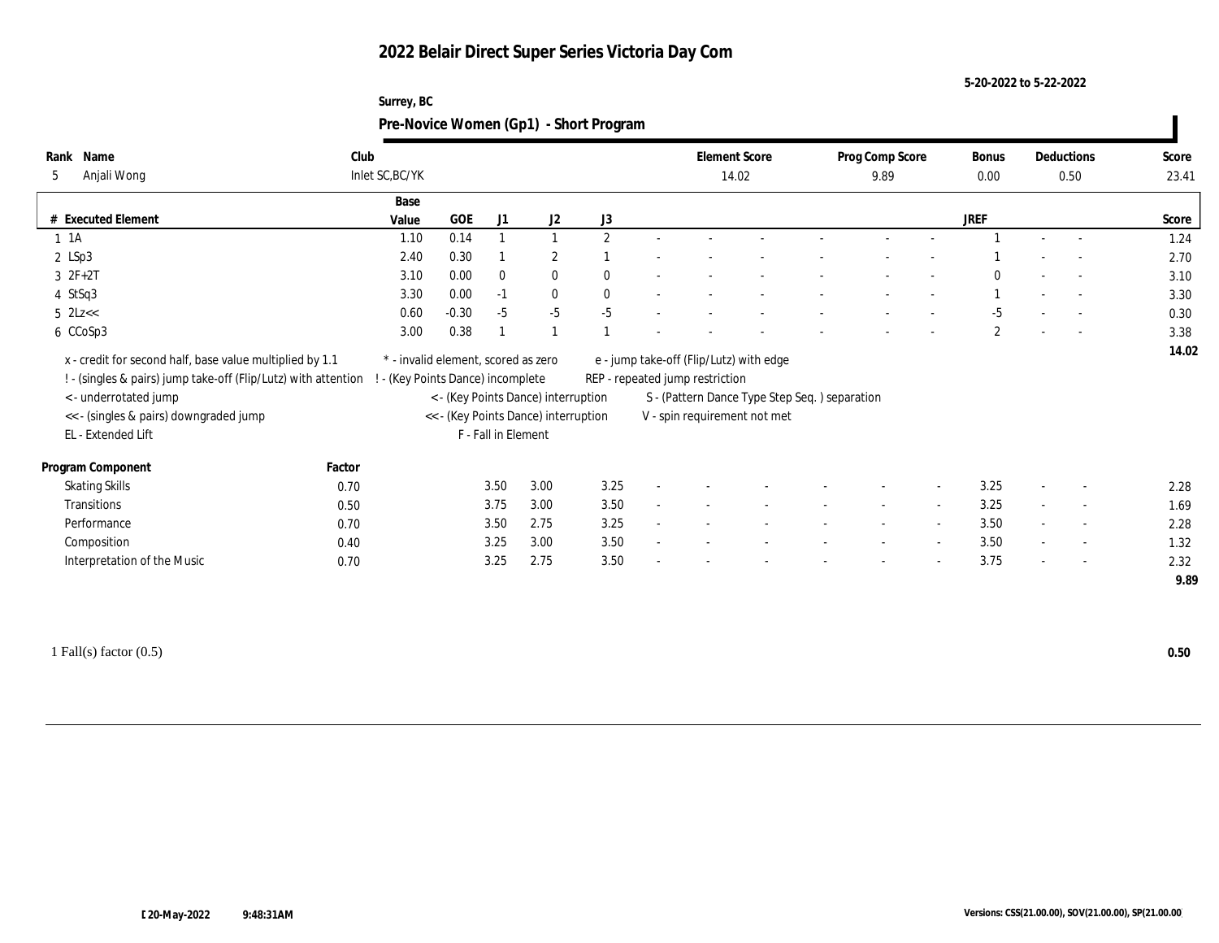# 2022 Belair Direct Super Series Victoria Day Com

5-20-2022 to 5-22-2022

Surrey, BC

## Pre-Novice Women (Gp1) - Short Program

| Rank | Name | Club | Element Score | Prog Comp Score | Bonus | Deductions | Score |
|---|---|---|---|---|---|---|---|
| 5 | Anjali Wong | Inlet SC,BC/YK | 14.02 | 9.89 | 0.00 | 0.50 | 23.41 |

| # | Executed Element | Base Value | GOE | J1 | J2 | J3 | | | | | | | | | JREF | | | Score |
|---|---|---|---|---|---|---|---|---|---|---|---|---|---|---|---|---|---|---|
| 1 | 1A | 1.10 | 0.14 | 1 | 1 | 2 | - | - | - | - | - | - | - | | 1 | - | - | 1.24 |
| 2 | LSp3 | 2.40 | 0.30 | 1 | 2 | 1 | - | - | - | - | - | - | - | | 1 | - | - | 2.70 |
| 3 | 2F+2T | 3.10 | 0.00 | 0 | 0 | 0 | - | - | - | - | - | - | - | | 0 | - | - | 3.10 |
| 4 | StSq3 | 3.30 | 0.00 | -1 | 0 | 0 | - | - | - | - | - | - | - | | 1 | - | - | 3.30 |
| 5 | 2Lz<< | 0.60 | -0.30 | -5 | -5 | -5 | - | - | - | - | - | - | - | | -5 | - | - | 0.30 |
| 6 | CCoSp3 | 3.00 | 0.38 | 1 | 1 | 1 | - | - | - | - | - | - | - | | 2 | - | - | 3.38 |
| | | | | | | | | | | | | | | | | | | 14.02 |

x - credit for second half, base value multiplied by 1.1
! - (singles & pairs) jump take-off (Flip/Lutz) with attention
< - underrotated jump
<< - (singles & pairs) downgraded jump
EL - Extended Lift
\* - invalid element, scored as zero
! - (Key Points Dance) incomplete
< - (Key Points Dance) interruption
<< - (Key Points Dance) interruption
F - Fall in Element
e - jump take-off (Flip/Lutz) with edge
REP - repeated jump restriction
S - (Pattern Dance Type Step Seq. ) separation
V - spin requirement not met

| Program Component | Factor | J1 | J2 | J3 | | | | | | | | | JREF | | | Score |
|---|---|---|---|---|---|---|---|---|---|---|---|---|---|---|---|---|
| Skating Skills | 0.70 | 3.50 | 3.00 | 3.25 | - | - | - | - | - | - | - | - | 3.25 | - | - | 2.28 |
| Transitions | 0.50 | 3.75 | 3.00 | 3.50 | - | - | - | - | - | - | - | - | 3.25 | - | - | 1.69 |
| Performance | 0.70 | 3.50 | 2.75 | 3.25 | - | - | - | - | - | - | - | - | 3.50 | - | - | 2.28 |
| Composition | 0.40 | 3.25 | 3.00 | 3.50 | - | - | - | - | - | - | - | - | 3.50 | - | - | 1.32 |
| Interpretation of the Music | 0.70 | 3.25 | 2.75 | 3.50 | - | - | - | - | - | - | - | - | 3.75 | - | - | 2.32 |
| | | | | | | | | | | | | | | | | 9.89 |

1 Fall(s) factor (0.5) **0.50**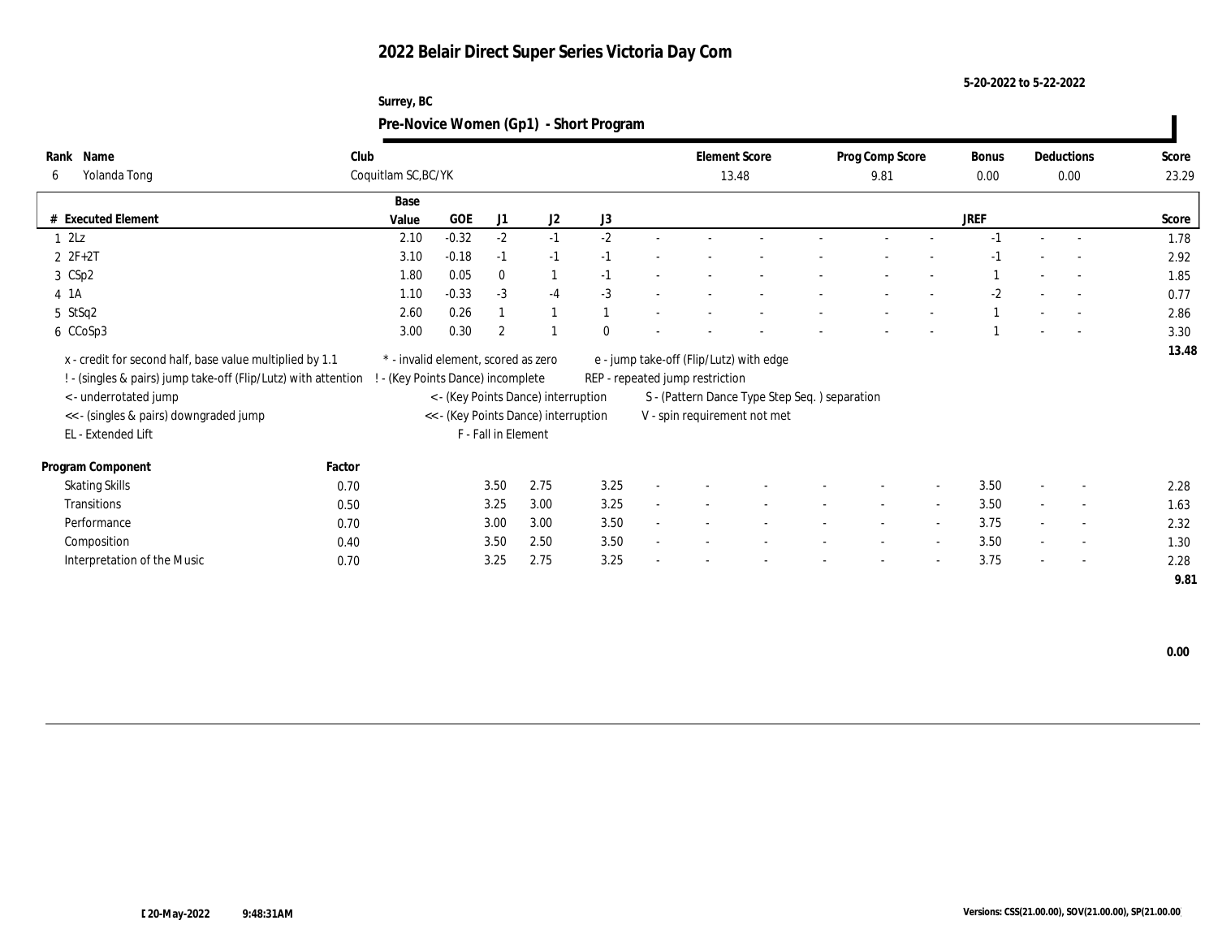# 2022 Belair Direct Super Series Victoria Day Com

5-20-2022 to 5-22-2022

Surrey, BC

## Pre-Novice Women (Gp1) - Short Program

| Rank | Name | Club | Element Score | Prog Comp Score | Bonus | Deductions | Score |
|---|---|---|---|---|---|---|---|
| 6 | Yolanda Tong | Coquitlam SC,BC/YK | 13.48 | 9.81 | 0.00 | 0.00 | 23.29 |

| # | Executed Element | Base Value | GOE | J1 | J2 | J3 | | | | | | | | | JREF | | | Score |
|---|---|---|---|---|---|---|---|---|---|---|---|---|---|---|---|---|---|---|
| 1 | 2Lz | 2.10 | -0.32 | -2 | -1 | -2 | - | - | - | - | - | - | - | - | -1 | - | - | 1.78 |
| 2 | 2F+2T | 3.10 | -0.18 | -1 | -1 | -1 | - | - | - | - | - | - | - | - | -1 | - | - | 2.92 |
| 3 | CSp2 | 1.80 | 0.05 | 0 | 1 | -1 | - | - | - | - | - | - | - | - | 1 | - | - | 1.85 |
| 4 | 1A | 1.10 | -0.33 | -3 | -4 | -3 | - | - | - | - | - | - | - | - | -2 | - | - | 0.77 |
| 5 | StSq2 | 2.60 | 0.26 | 1 | 1 | 1 | - | - | - | - | - | - | - | - | 1 | - | - | 2.86 |
| 6 | CCoSp3 | 3.00 | 0.30 | 2 | 1 | 0 | - | - | - | - | - | - | - | - | 1 | - | - | 3.30 |
| | | | | | | | | | | | | | | | | | | 13.48 |

x - credit for second half, base value multiplied by 1.1
! - (singles & pairs) jump take-off (Flip/Lutz) with attention
< - underrotated jump
<< - (singles & pairs) downgraded jump
EL - Extended Lift
* - invalid element, scored as zero
! - (Key Points Dance) incomplete
< - (Key Points Dance) interruption
<< - (Key Points Dance) interruption
F - Fall in Element
e - jump take-off (Flip/Lutz) with edge
REP - repeated jump restriction
S - (Pattern Dance Type Step Seq. ) separation
V - spin requirement not met

| Program Component | Factor | J1 | J2 | J3 | | | | | | | | | JREF | | | Score |
|---|---|---|---|---|---|---|---|---|---|---|---|---|---|---|---|---|
| Skating Skills | 0.70 | 3.50 | 2.75 | 3.25 | - | - | - | - | - | - | - | - | 3.50 | - | - | 2.28 |
| Transitions | 0.50 | 3.25 | 3.00 | 3.25 | - | - | - | - | - | - | - | - | 3.50 | - | - | 1.63 |
| Performance | 0.70 | 3.00 | 3.00 | 3.50 | - | - | - | - | - | - | - | - | 3.75 | - | - | 2.32 |
| Composition | 0.40 | 3.50 | 2.50 | 3.50 | - | - | - | - | - | - | - | - | 3.50 | - | - | 1.30 |
| Interpretation of the Music | 0.70 | 3.25 | 2.75 | 3.25 | - | - | - | - | - | - | - | - | 3.75 | - | - | 2.28 |
| | | | | | | | | | | | | | | | | 9.81 |

0.00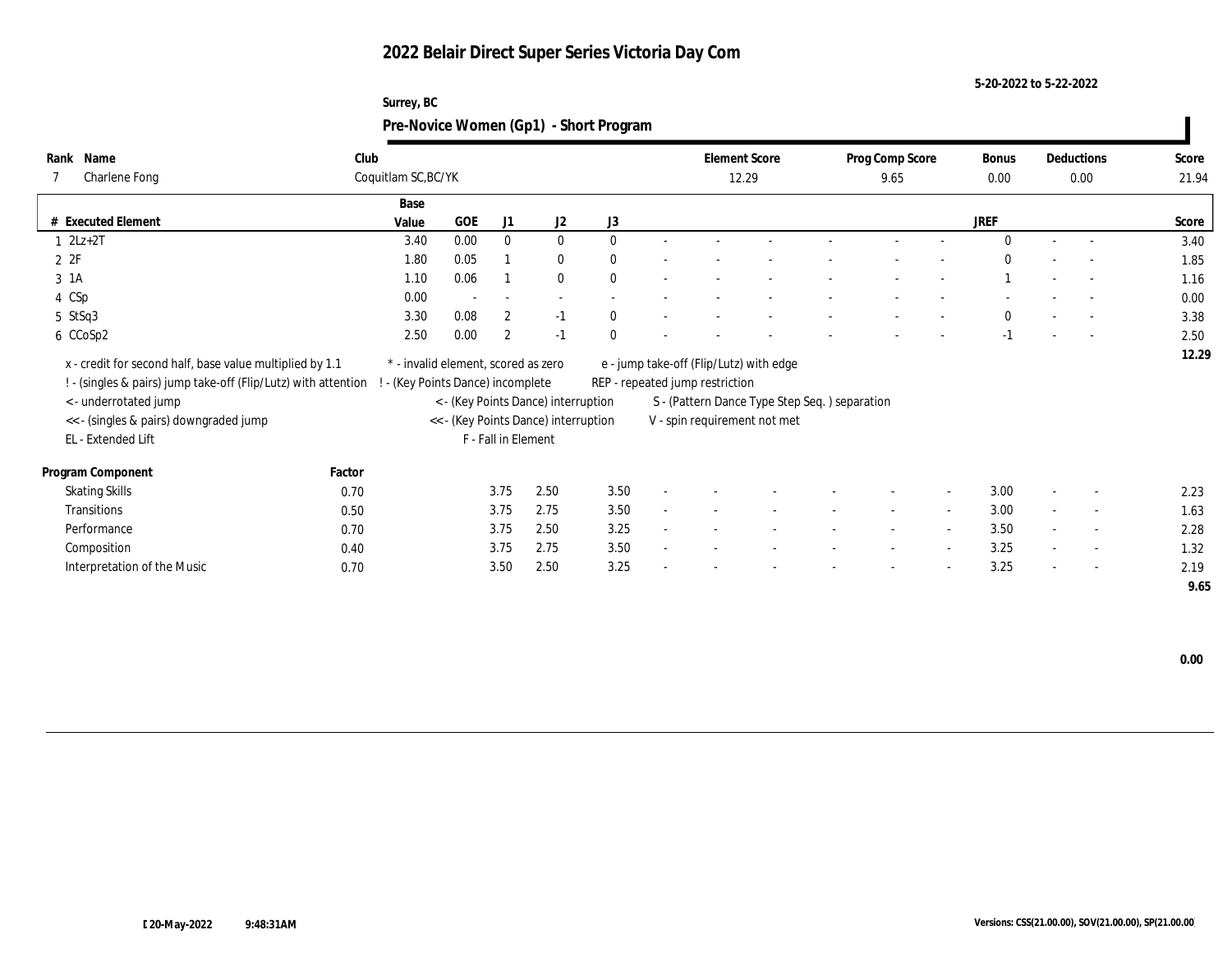# 2022 Belair Direct Super Series Victoria Day Com

5-20-2022 to 5-22-2022

Surrey, BC

## Pre-Novice Women (Gp1) - Short Program

| Rank | Name | Club | Element Score | Prog Comp Score | Bonus | Deductions | Score |
|---|---|---|---|---|---|---|---|
| 7 | Charlene Fong | Coquitlam SC,BC/YK | 12.29 | 9.65 | 0.00 | 0.00 | 21.94 |

| # | Executed Element | Base Value | GOE | J1 | J2 | J3 | | | | | | | | | JREF | | | Score |
|---|---|---|---|---|---|---|---|---|---|---|---|---|---|---|---|---|---|---|
| 1 | 2Lz+2T | 3.40 | 0.00 | 0 | 0 | 0 | - | - | - | - | - | - | - | 0 | - | - | 3.40 |
| 2 | 2F | 1.80 | 0.05 | 1 | 0 | 0 | - | - | - | - | - | - | - | 0 | - | - | 1.85 |
| 3 | 1A | 1.10 | 0.06 | 1 | 0 | 0 | - | - | - | - | - | - | - | 1 | - | - | 1.16 |
| 4 | CSp | 0.00 | - | - | - | - | - | - | - | - | - | - | - | - | - | - | 0.00 |
| 5 | StSq3 | 3.30 | 0.08 | 2 | -1 | 0 | - | - | - | - | - | - | - | 0 | - | - | 3.38 |
| 6 | CCoSp2 | 2.50 | 0.00 | 2 | -1 | 0 | - | - | - | - | - | - | - | -1 | - | - | 2.50 |
| | | | | | | | | | | | | | | | | | 12.29 |

x - credit for second half, base value multiplied by 1.1
! - (singles & pairs) jump take-off (Flip/Lutz) with attention
< - underrotated jump
<< - (singles & pairs) downgraded jump
EL - Extended Lift
* - invalid element, scored as zero
! - (Key Points Dance) incomplete
< - (Key Points Dance) interruption
<< - (Key Points Dance) interruption
F - Fall in Element
e - jump take-off (Flip/Lutz) with edge
REP - repeated jump restriction
S - (Pattern Dance Type Step Seq. ) separation
V - spin requirement not met

| Program Component | Factor | J1 | J2 | J3 | | | | | | | | | JREF | | | Score |
|---|---|---|---|---|---|---|---|---|---|---|---|---|---|---|---|---|
| Skating Skills | 0.70 | 3.75 | 2.50 | 3.50 | - | - | - | - | - | - | - | 3.00 | - | - | 2.23 |
| Transitions | 0.50 | 3.75 | 2.75 | 3.50 | - | - | - | - | - | - | - | 3.00 | - | - | 1.63 |
| Performance | 0.70 | 3.75 | 2.50 | 3.25 | - | - | - | - | - | - | - | 3.50 | - | - | 2.28 |
| Composition | 0.40 | 3.75 | 2.75 | 3.50 | - | - | - | - | - | - | - | 3.25 | - | - | 1.32 |
| Interpretation of the Music | 0.70 | 3.50 | 2.50 | 3.25 | - | - | - | - | - | - | - | 3.25 | - | - | 2.19 |
| | | | | | | | | | | | | | | | 9.65 |

0.00

20-May-2022 9:48:31AM

Versions: CSS(21.00.00), SOV(21.00.00), SP(21.00.00)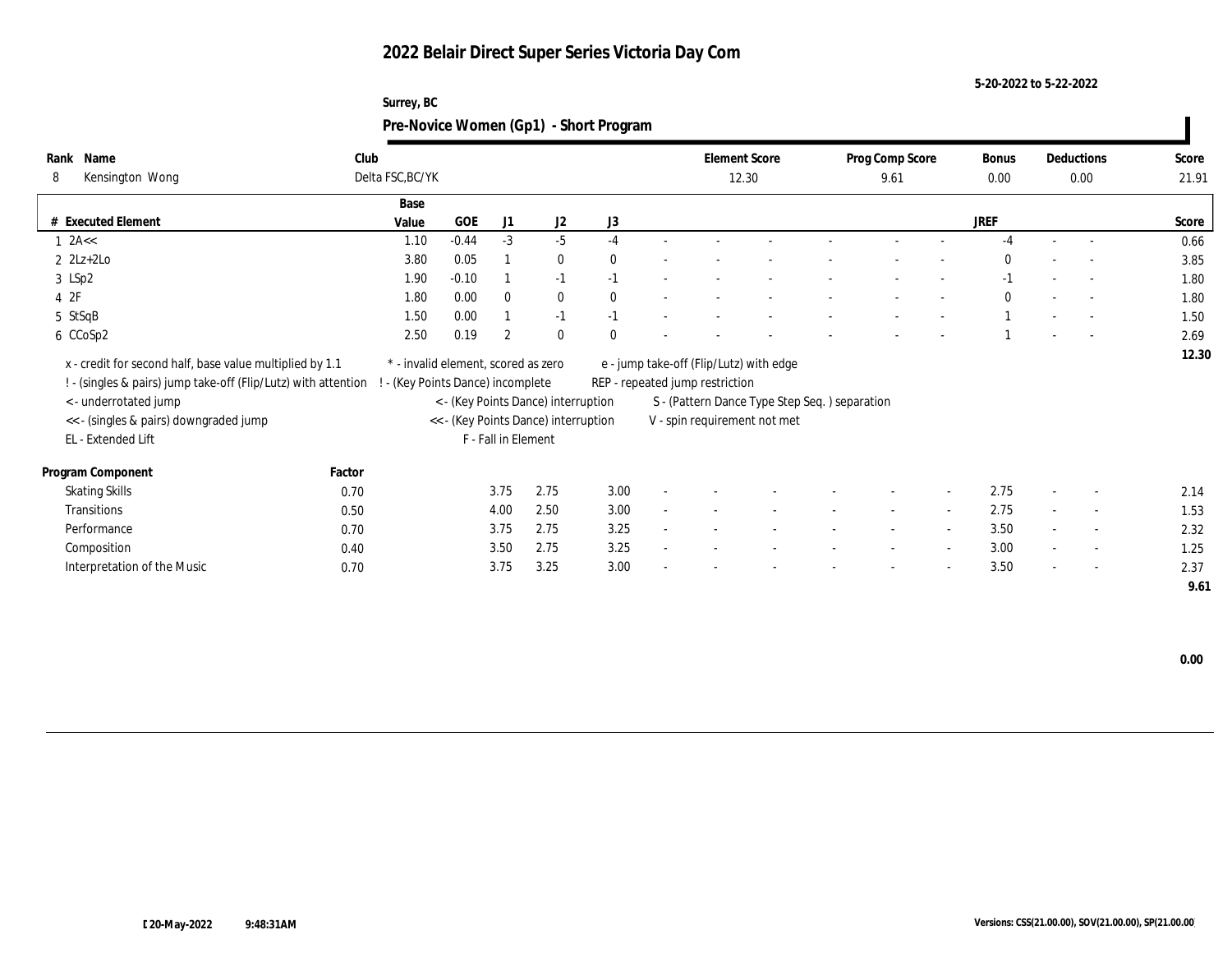# 2022 Belair Direct Super Series Victoria Day Com

5-20-2022 to 5-22-2022

Surrey, BC

## Pre-Novice Women (Gp1) - Short Program

| Rank | Name | Club | Element Score | Prog Comp Score | Bonus | Deductions | Score |
|---|---|---|---|---|---|---|---|
| 8 | Kensington Wong | Delta FSC,BC/YK | 12.30 | 9.61 | 0.00 | 0.00 | 21.91 |

| # | Executed Element | Base Value | GOE | J1 | J2 | J3 | | | | | | | | | JREF | | | Score |
|---|---|---|---|---|---|---|---|---|---|---|---|---|---|---|---|---|---|---|
| 1 | 2A<< | 1.10 | -0.44 | -3 | -5 | -4 | - | - | - | - | - | - | - | - | -4 | - | - | 0.66 |
| 2 | 2Lz+2Lo | 3.80 | 0.05 | 1 | 0 | 0 | - | - | - | - | - | - | - | - | 0 | - | - | 3.85 |
| 3 | LSp2 | 1.90 | -0.10 | 1 | -1 | -1 | - | - | - | - | - | - | - | - | -1 | - | - | 1.80 |
| 4 | 2F | 1.80 | 0.00 | 0 | 0 | 0 | - | - | - | - | - | - | - | - | 0 | - | - | 1.80 |
| 5 | StSqB | 1.50 | 0.00 | 1 | -1 | -1 | - | - | - | - | - | - | - | - | 1 | - | - | 1.50 |
| 6 | CCoSp2 | 2.50 | 0.19 | 2 | 0 | 0 | - | - | - | - | - | - | - | - | 1 | - | - | 2.69 |
| | | | | | | | | | | | | | | | | | | 12.30 |

x - credit for second half, base value multiplied by 1.1
! - (singles & pairs) jump take-off (Flip/Lutz) with attention
< - underrotated jump
<< - (singles & pairs) downgraded jump
EL - Extended Lift
\* - invalid element, scored as zero
! - (Key Points Dance) incomplete
< - (Key Points Dance) interruption
<< - (Key Points Dance) interruption
F - Fall in Element
e - jump take-off (Flip/Lutz) with edge
REP - repeated jump restriction
S - (Pattern Dance Type Step Seq. ) separation
V - spin requirement not met

| Program Component | Factor | J1 | J2 | J3 | | | | | | | | | JREF | | | Score |
|---|---|---|---|---|---|---|---|---|---|---|---|---|---|---|---|---|
| Skating Skills | 0.70 | 3.75 | 2.75 | 3.00 | - | - | - | - | - | - | - | - | 2.75 | - | - | 2.14 |
| Transitions | 0.50 | 4.00 | 2.50 | 3.00 | - | - | - | - | - | - | - | - | 2.75 | - | - | 1.53 |
| Performance | 0.70 | 3.75 | 2.75 | 3.25 | - | - | - | - | - | - | - | - | 3.50 | - | - | 2.32 |
| Composition | 0.40 | 3.50 | 2.75 | 3.25 | - | - | - | - | - | - | - | - | 3.00 | - | - | 1.25 |
| Interpretation of the Music | 0.70 | 3.75 | 3.25 | 3.00 | - | - | - | - | - | - | - | - | 3.50 | - | - | 2.37 |
| | | | | | | | | | | | | | | | | 9.61 |

0.00

[20-May-2022 9:48:31AM

Versions: CSS(21.00.00), SOV(21.00.00), SP(21.00.00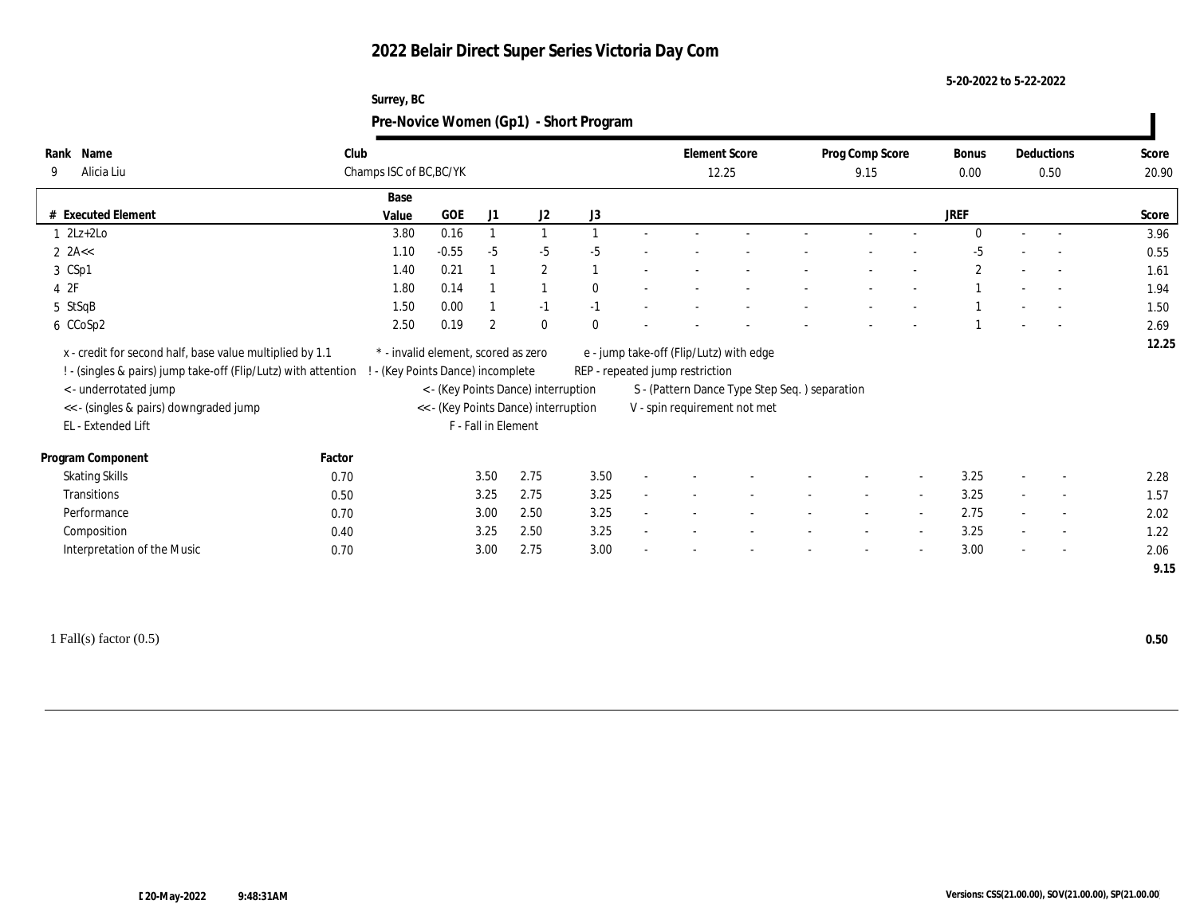# 2022 Belair Direct Super Series Victoria Day Com

5-20-2022 to 5-22-2022

Surrey, BC

## Pre-Novice Women (Gp1) - Short Program

| Rank | Name | Club | Element Score | Prog Comp Score | Bonus | Deductions | Score |
|---|---|---|---|---|---|---|---|
| 9 | Alicia Liu | Champs ISC of BC,BC/YK | 12.25 | 9.15 | 0.00 | 0.50 | 20.90 |

| # | Executed Element | Base Value | GOE | J1 | J2 | J3 | | | | | | | | | JREF | | | Score |
|---|---|---|---|---|---|---|---|---|---|---|---|---|---|---|---|---|---|---|
| 1 | 2Lz+2Lo | 3.80 | 0.16 | 1 | 1 | 1 | - | - | - | - | - | - | - | - | 0 | - | - | 3.96 |
| 2 | 2A<< | 1.10 | -0.55 | -5 | -5 | -5 | - | - | - | - | - | - | - | - | -5 | - | - | 0.55 |
| 3 | CSp1 | 1.40 | 0.21 | 1 | 2 | 1 | - | - | - | - | - | - | - | - | 2 | - | - | 1.61 |
| 4 | 2F | 1.80 | 0.14 | 1 | 1 | 0 | - | - | - | - | - | - | - | - | 1 | - | - | 1.94 |
| 5 | StSqB | 1.50 | 0.00 | 1 | -1 | -1 | - | - | - | - | - | - | - | - | 1 | - | - | 1.50 |
| 6 | CCoSp2 | 2.50 | 0.19 | 2 | 0 | 0 | - | - | - | - | - | - | - | - | 1 | - | - | 2.69 |
| | | | | | | | | | | | | | | | | | | 12.25 |

x - credit for second half, base value multiplied by 1.1
! - (singles & pairs) jump take-off (Flip/Lutz) with attention
< - underrotated jump
<< - (singles & pairs) downgraded jump
EL - Extended Lift
\* - invalid element, scored as zero
! - (Key Points Dance) incomplete
< - (Key Points Dance) interruption
<< - (Key Points Dance) interruption
F - Fall in Element
e - jump take-off (Flip/Lutz) with edge
REP - repeated jump restriction
S - (Pattern Dance Type Step Seq. ) separation
V - spin requirement not met

| Program Component | Factor | J1 | J2 | J3 | | | | | | | | | JREF | | | Score |
|---|---|---|---|---|---|---|---|---|---|---|---|---|---|---|---|---|
| Skating Skills | 0.70 | 3.50 | 2.75 | 3.50 | - | - | - | - | - | - | - | - | 3.25 | - | - | 2.28 |
| Transitions | 0.50 | 3.25 | 2.75 | 3.25 | - | - | - | - | - | - | - | - | 3.25 | - | - | 1.57 |
| Performance | 0.70 | 3.00 | 2.50 | 3.25 | - | - | - | - | - | - | - | - | 2.75 | - | - | 2.02 |
| Composition | 0.40 | 3.25 | 2.50 | 3.25 | - | - | - | - | - | - | - | - | 3.25 | - | - | 1.22 |
| Interpretation of the Music | 0.70 | 3.00 | 2.75 | 3.00 | - | - | - | - | - | - | - | - | 3.00 | - | - | 2.06 |
| | | | | | | | | | | | | | | | | 9.15 |

1 Fall(s) factor (0.5) **0.50**

20-May-2022 9:48:31AM

Versions: CSS(21.00.00), SOV(21.00.00), SP(21.00.00)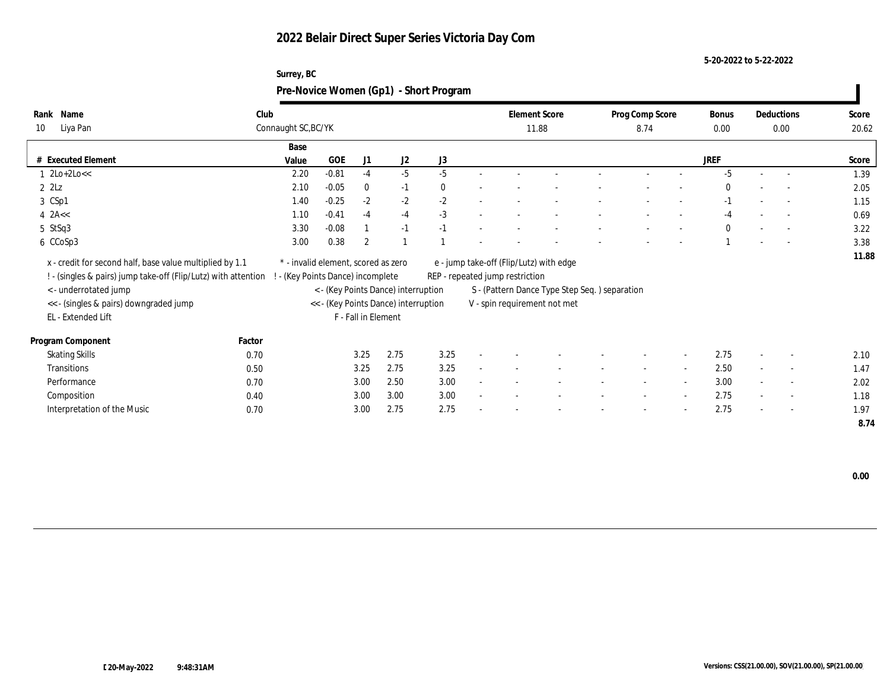# 2022 Belair Direct Super Series Victoria Day Com

5-20-2022 to 5-22-2022

Surrey, BC

## Pre-Novice Women (Gp1) - Short Program

| Rank | Name | Club | Element Score | Prog Comp Score | Bonus | Deductions | Score |
|---|---|---|---|---|---|---|---|
| 10 | Liya Pan | Connaught SC,BC/YK | 11.88 | 8.74 | 0.00 | 0.00 | 20.62 |

| # | Executed Element | Base Value | GOE | J1 | J2 | J3 | | | | | | | | JREF | | | Score |
|---|---|---|---|---|---|---|---|---|---|---|---|---|---|---|---|---|---|
| 1 | 2Lo+2Lo<< | 2.20 | -0.81 | -4 | -5 | -5 | - | - | - | - | - | - | - | -5 | - | - | 1.39 |
| 2 | 2Lz | 2.10 | -0.05 | 0 | -1 | 0 | - | - | - | - | - | - | - | 0 | - | - | 2.05 |
| 3 | CSp1 | 1.40 | -0.25 | -2 | -2 | -2 | - | - | - | - | - | - | - | -1 | - | - | 1.15 |
| 4 | 2A<< | 1.10 | -0.41 | -4 | -4 | -3 | - | - | - | - | - | - | - | -4 | - | - | 0.69 |
| 5 | StSq3 | 3.30 | -0.08 | 1 | -1 | -1 | - | - | - | - | - | - | - | 0 | - | - | 3.22 |
| 6 | CCoSp3 | 3.00 | 0.38 | 2 | 1 | 1 | - | - | - | - | - | - | - | 1 | - | - | 3.38 |
| | | | | | | | | | | | | | | | | | 11.88 |

x - credit for second half, base value multiplied by 1.1
! - (singles & pairs) jump take-off (Flip/Lutz) with attention
< - underrotated jump
<< - (singles & pairs) downgraded jump
EL - Extended Lift
* - invalid element, scored as zero
! - (Key Points Dance) incomplete
< - (Key Points Dance) interruption
<< - (Key Points Dance) interruption
F - Fall in Element
e - jump take-off (Flip/Lutz) with edge
REP - repeated jump restriction
S - (Pattern Dance Type Step Seq. ) separation
V - spin requirement not met

| Program Component | Factor | J1 | J2 | J3 | | | | | | | | JREF | | | Score |
|---|---|---|---|---|---|---|---|---|---|---|---|---|---|---|---|
| Skating Skills | 0.70 | 3.25 | 2.75 | 3.25 | - | - | - | - | - | - | - | 2.75 | - | - | 2.10 |
| Transitions | 0.50 | 3.25 | 2.75 | 3.25 | - | - | - | - | - | - | - | 2.50 | - | - | 1.47 |
| Performance | 0.70 | 3.00 | 2.50 | 3.00 | - | - | - | - | - | - | - | 3.00 | - | - | 2.02 |
| Composition | 0.40 | 3.00 | 3.00 | 3.00 | - | - | - | - | - | - | - | 2.75 | - | - | 1.18 |
| Interpretation of the Music | 0.70 | 3.00 | 2.75 | 2.75 | - | - | - | - | - | - | - | 2.75 | - | - | 1.97 |
| | | | | | | | | | | | | | | | 8.74 |

0.00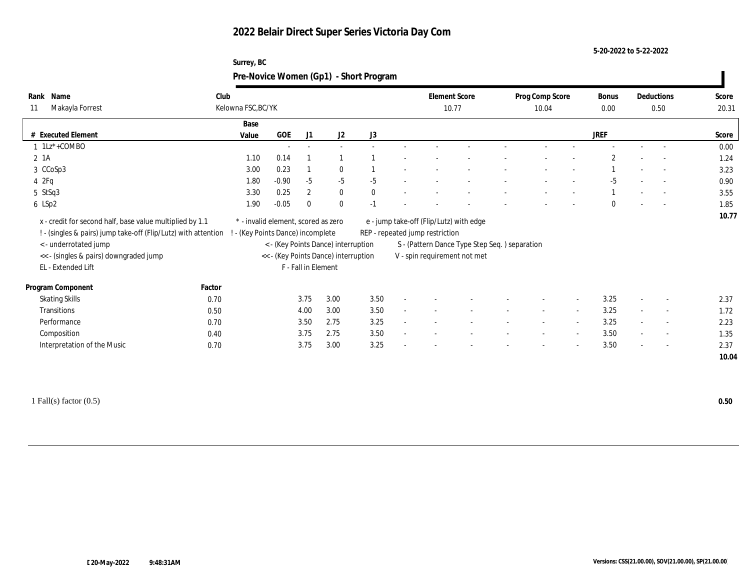# 2022 Belair Direct Super Series Victoria Day Com

5-20-2022 to 5-22-2022

Surrey, BC

## Pre-Novice Women (Gp1) - Short Program

| Rank | Name | Club | Element Score | Prog Comp Score | Bonus | Deductions | Score |
|---|---|---|---|---|---|---|---|
| 11 | Makayla Forrest | Kelowna FSC,BC/YK | 10.77 | 10.04 | 0.00 | 0.50 | 20.31 |

| # | Executed Element | Base Value | GOE | J1 | J2 | J3 | | | | | | | | JREF | | | Score |
|---|---|---|---|---|---|---|---|---|---|---|---|---|---|---|---|---|---|
| 1 | 1Lz*+COMBO | | - | - | - | - | - | - | - | - | - | - | - | - | - | - | 0.00 |
| 2 | 1A | 1.10 | 0.14 | 1 | 1 | 1 | - | - | - | - | - | - | - | 2 | - | - | 1.24 |
| 3 | CCoSp3 | 3.00 | 0.23 | 1 | 0 | 1 | - | - | - | - | - | - | - | 1 | - | - | 3.23 |
| 4 | 2Fq | 1.80 | -0.90 | -5 | -5 | -5 | - | - | - | - | - | - | - | -5 | - | - | 0.90 |
| 5 | StSq3 | 3.30 | 0.25 | 2 | 0 | 0 | - | - | - | - | - | - | - | 1 | - | - | 3.55 |
| 6 | LSp2 | 1.90 | -0.05 | 0 | 0 | -1 | - | - | - | - | - | - | - | 0 | - | - | 1.85 |
| | | | | | | | | | | | | | | | | | 10.77 |

x - credit for second half, base value multiplied by 1.1
! - (singles & pairs) jump take-off (Flip/Lutz) with attention
< - underrotated jump
<< - (singles & pairs) downgraded jump
EL - Extended Lift
* - invalid element, scored as zero
! - (Key Points Dance) incomplete
< - (Key Points Dance) interruption
<< - (Key Points Dance) interruption
F - Fall in Element
e - jump take-off (Flip/Lutz) with edge
REP - repeated jump restriction
S - (Pattern Dance Type Step Seq. ) separation
V - spin requirement not met

| Program Component | Factor | J1 | J2 | J3 | | | | | | | | JREF | | | Score |
|---|---|---|---|---|---|---|---|---|---|---|---|---|---|---|---|
| Skating Skills | 0.70 | 3.75 | 3.00 | 3.50 | - | - | - | - | - | - | - | 3.25 | - | - | 2.37 |
| Transitions | 0.50 | 4.00 | 3.00 | 3.50 | - | - | - | - | - | - | - | 3.25 | - | - | 1.72 |
| Performance | 0.70 | 3.50 | 2.75 | 3.25 | - | - | - | - | - | - | - | 3.25 | - | - | 2.23 |
| Composition | 0.40 | 3.75 | 2.75 | 3.50 | - | - | - | - | - | - | - | 3.50 | - | - | 1.35 |
| Interpretation of the Music | 0.70 | 3.75 | 3.00 | 3.25 | - | - | - | - | - | - | - | 3.50 | - | - | 2.37 |
| | | | | | | | | | | | | | | | 10.04 |

1 Fall(s) factor (0.5) **0.50**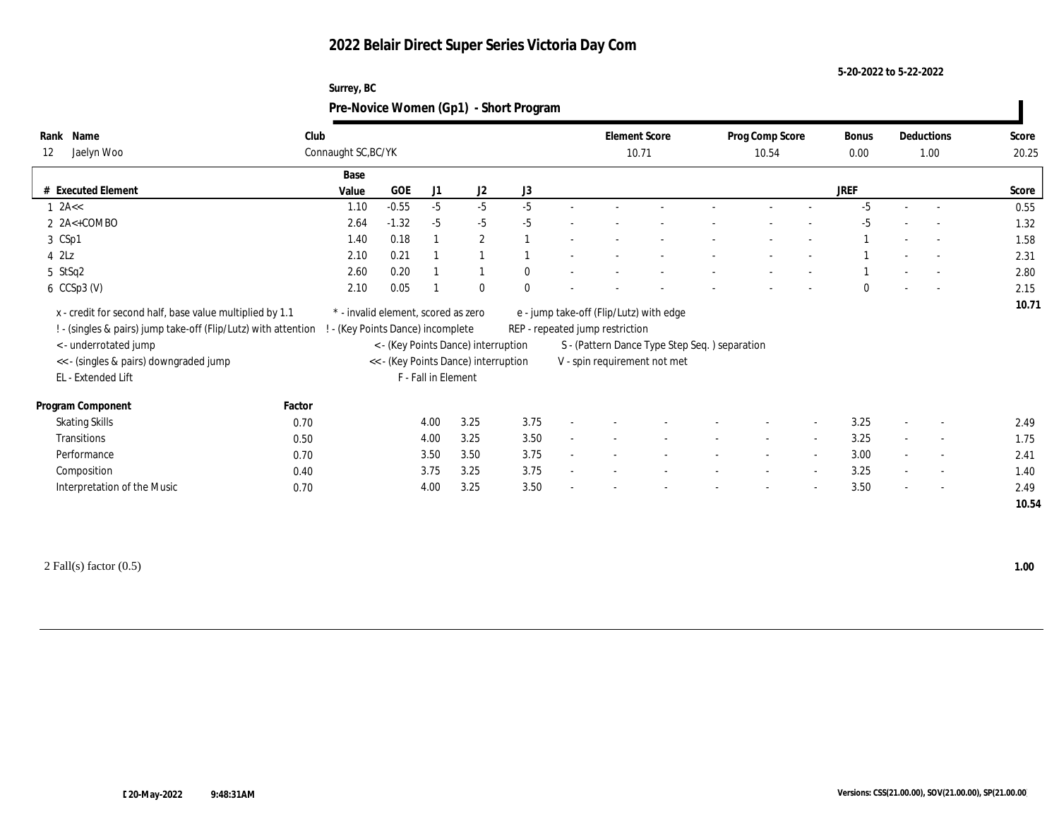# 2022 Belair Direct Super Series Victoria Day Com

5-20-2022 to 5-22-2022

Surrey, BC

## Pre-Novice Women (Gp1) - Short Program

| Rank | Name | Club | Element Score | Prog Comp Score | Bonus | Deductions | Score |
|---|---|---|---|---|---|---|---|
| 12 | Jaelyn Woo | Connaught SC,BC/YK | 10.71 | 10.54 | 0.00 | 1.00 | 20.25 |

| # | Executed Element | Base Value | GOE | J1 | J2 | J3 | | | | | | | | JREF | | | Score |
|---|---|---|---|---|---|---|---|---|---|---|---|---|---|---|---|---|---|
| 1 | 2A<< | 1.10 | -0.55 | -5 | -5 | -5 | - | - | - | - | - | - | - | -5 | - | - | 0.55 |
| 2 | 2A<+COMBO | 2.64 | -1.32 | -5 | -5 | -5 | - | - | - | - | - | - | - | -5 | - | - | 1.32 |
| 3 | CSp1 | 1.40 | 0.18 | 1 | 2 | 1 | - | - | - | - | - | - | - | 1 | - | - | 1.58 |
| 4 | 2Lz | 2.10 | 0.21 | 1 | 1 | 1 | - | - | - | - | - | - | - | 1 | - | - | 2.31 |
| 5 | StSq2 | 2.60 | 0.20 | 1 | 1 | 0 | - | - | - | - | - | - | - | 1 | - | - | 2.80 |
| 6 | CCSp3 (V) | 2.10 | 0.05 | 1 | 0 | 0 | - | - | - | - | - | - | - | 0 | - | - | 2.15 |
| | | | | | | | | | | | | | | | | | 10.71 |

x - credit for second half, base value multiplied by 1.1
! - (singles & pairs) jump take-off (Flip/Lutz) with attention
< - underrotated jump
<< - (singles & pairs) downgraded jump
EL - Extended Lift
* - invalid element, scored as zero
! - (Key Points Dance) incomplete
< - (Key Points Dance) interruption
<< - (Key Points Dance) interruption
F - Fall in Element
e - jump take-off (Flip/Lutz) with edge
REP - repeated jump restriction
S - (Pattern Dance Type Step Seq. ) separation
V - spin requirement not met

| Program Component | Factor | J1 | J2 | J3 | | | | | | | | JREF | | | Score |
|---|---|---|---|---|---|---|---|---|---|---|---|---|---|---|---|
| Skating Skills | 0.70 | 4.00 | 3.25 | 3.75 | - | - | - | - | - | - | - | 3.25 | - | - | 2.49 |
| Transitions | 0.50 | 4.00 | 3.25 | 3.50 | - | - | - | - | - | - | - | 3.25 | - | - | 1.75 |
| Performance | 0.70 | 3.50 | 3.50 | 3.75 | - | - | - | - | - | - | - | 3.00 | - | - | 2.41 |
| Composition | 0.40 | 3.75 | 3.25 | 3.75 | - | - | - | - | - | - | - | 3.25 | - | - | 1.40 |
| Interpretation of the Music | 0.70 | 4.00 | 3.25 | 3.50 | - | - | - | - | - | - | - | 3.50 | - | - | 2.49 |
| | | | | | | | | | | | | | | | 10.54 |

2 Fall(s) factor (0.5) **1.00**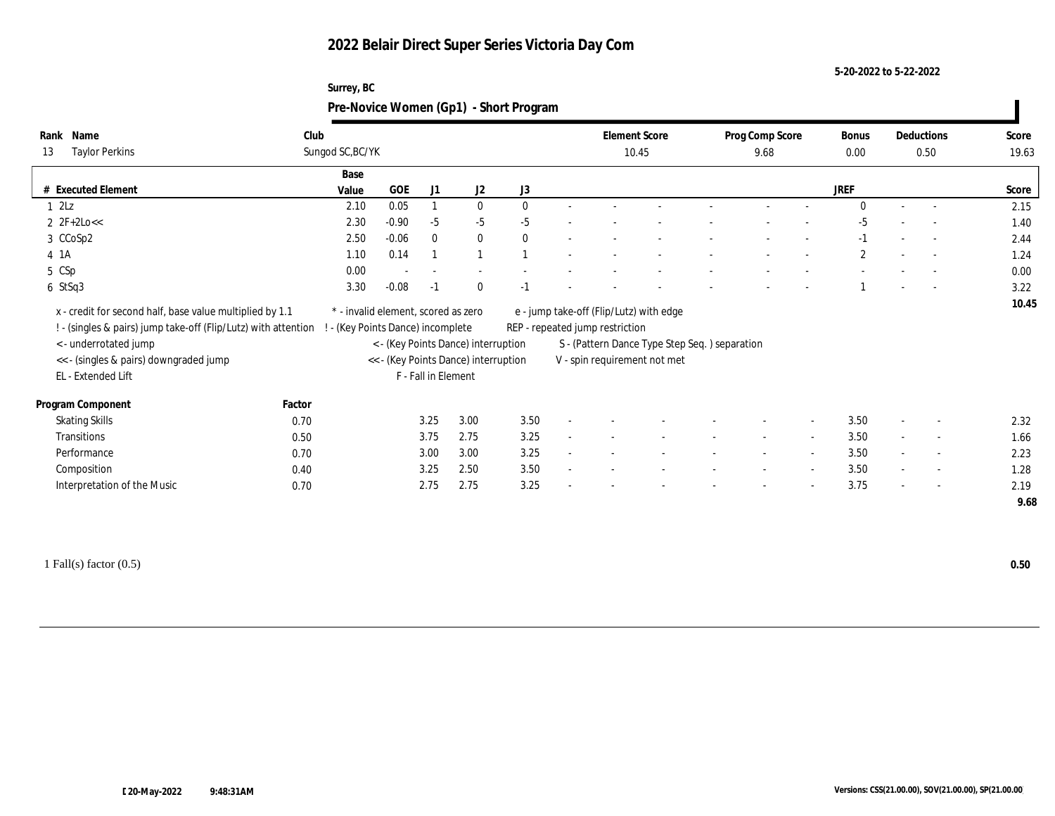# 2022 Belair Direct Super Series Victoria Day Com

5-20-2022 to 5-22-2022

Surrey, BC

## Pre-Novice Women (Gp1) - Short Program

| Rank | Name | Club | Element Score | Prog Comp Score | Bonus | Deductions | Score |
|---|---|---|---|---|---|---|---|
| 13 | Taylor Perkins | Sungod SC,BC/YK | 10.45 | 9.68 | 0.00 | 0.50 | 19.63 |

| # | Executed Element | Base Value | GOE | J1 | J2 | J3 | | | | | | | | | JREF | | | Score |
|---|---|---|---|---|---|---|---|---|---|---|---|---|---|---|---|---|---|---|
| 1 | 2Lz | 2.10 | 0.05 | 1 | 0 | 0 | - | - | - | - | - | - | - | 0 | - | - | | 2.15 |
| 2 | 2F+2Lo<< | 2.30 | -0.90 | -5 | -5 | -5 | - | - | - | - | - | - | - | -5 | - | - | | 1.40 |
| 3 | CCoSp2 | 2.50 | -0.06 | 0 | 0 | 0 | - | - | - | - | - | - | - | -1 | - | - | | 2.44 |
| 4 | 1A | 1.10 | 0.14 | 1 | 1 | 1 | - | - | - | - | - | - | - | 2 | - | - | | 1.24 |
| 5 | CSp | 0.00 | - | - | - | - | - | - | - | - | - | - | - | - | - | - | | 0.00 |
| 6 | StSq3 | 3.30 | -0.08 | -1 | 0 | -1 | - | - | - | - | - | - | - | 1 | - | - | | 3.22 |
| | | | | | | | | | | | | | | | | | | 10.45 |

x - credit for second half, base value multiplied by 1.1
! - (singles & pairs) jump take-off (Flip/Lutz) with attention
< - underrotated jump
<< - (singles & pairs) downgraded jump
EL - Extended Lift
\* - invalid element, scored as zero
! - (Key Points Dance) incomplete
< - (Key Points Dance) interruption
<< - (Key Points Dance) interruption
F - Fall in Element
e - jump take-off (Flip/Lutz) with edge
REP - repeated jump restriction
S - (Pattern Dance Type Step Seq. ) separation
V - spin requirement not met

| Program Component | Factor | J1 | J2 | J3 | | | | | | | JREF | | | Score |
|---|---|---|---|---|---|---|---|---|---|---|---|---|---|---|
| Skating Skills | 0.70 | 3.25 | 3.00 | 3.50 | - | - | - | - | - | - | 3.50 | - | - | 2.32 |
| Transitions | 0.50 | 3.75 | 2.75 | 3.25 | - | - | - | - | - | - | 3.50 | - | - | 1.66 |
| Performance | 0.70 | 3.00 | 3.00 | 3.25 | - | - | - | - | - | - | 3.50 | - | - | 2.23 |
| Composition | 0.40 | 3.25 | 2.50 | 3.50 | - | - | - | - | - | - | 3.50 | - | - | 1.28 |
| Interpretation of the Music | 0.70 | 2.75 | 2.75 | 3.25 | - | - | - | - | - | - | 3.75 | - | - | 2.19 |
| | | | | | | | | | | | | | | 9.68 |

1 Fall(s) factor (0.5) **0.50**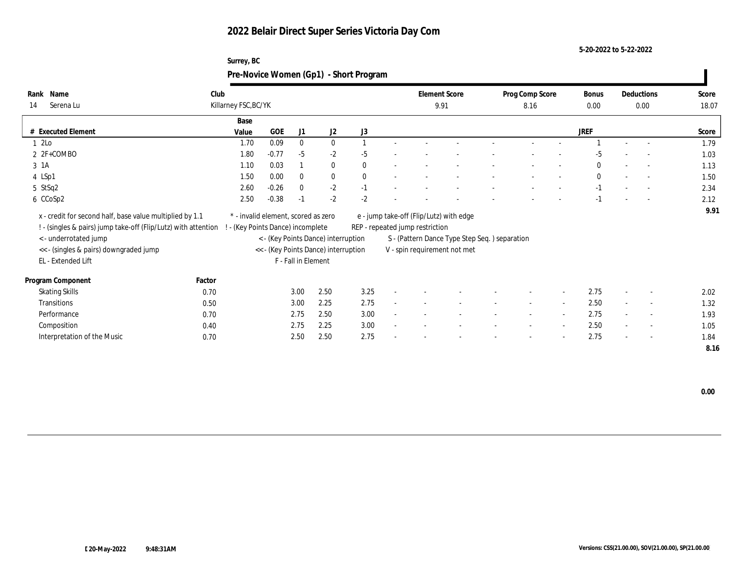# 2022 Belair Direct Super Series Victoria Day Com

5-20-2022 to 5-22-2022

Surrey, BC

## Pre-Novice Women (Gp1) - Short Program

| Rank | Name | Club | Element Score | Prog Comp Score | Bonus | Deductions | Score |
|---|---|---|---|---|---|---|---|
| 14 | Serena Lu | Killarney FSC,BC/YK | 9.91 | 8.16 | 0.00 | 0.00 | 18.07 |

| # | Executed Element | Base Value | GOE | J1 | J2 | J3 | JREF | Score |
|---|---|---|---|---|---|---|---|---|
| 1 | 2Lo | 1.70 | 0.09 | 0 | 0 | 1 | 1 | 1.79 |
| 2 | 2F+COMBO | 1.80 | -0.77 | -5 | -2 | -5 | -5 | 1.03 |
| 3 | 1A | 1.10 | 0.03 | 1 | 0 | 0 | 0 | 1.13 |
| 4 | LSp1 | 1.50 | 0.00 | 0 | 0 | 0 | 0 | 1.50 |
| 5 | StSq2 | 2.60 | -0.26 | 0 | -2 | -1 | -1 | 2.34 |
| 6 | CCoSp2 | 2.50 | -0.38 | -1 | -2 | -2 | -1 | 2.12 |
| | | | | | | | | 9.91 |

x - credit for second half, base value multiplied by 1.1
! - (singles & pairs) jump take-off (Flip/Lutz) with attention
< - underrotated jump
<< - (singles & pairs) downgraded jump
EL - Extended Lift
\* - invalid element, scored as zero
! - (Key Points Dance) incomplete
< - (Key Points Dance) interruption
<< - (Key Points Dance) interruption
F - Fall in Element
e - jump take-off (Flip/Lutz) with edge
REP - repeated jump restriction
S - (Pattern Dance Type Step Seq. ) separation
V - spin requirement not met

| Program Component | Factor | J1 | J2 | J3 | JREF | Score |
|---|---|---|---|---|---|---|
| Skating Skills | 0.70 | 3.00 | 2.50 | 3.25 | 2.75 | 2.02 |
| Transitions | 0.50 | 3.00 | 2.25 | 2.75 | 2.50 | 1.32 |
| Performance | 0.70 | 2.75 | 2.50 | 3.00 | 2.75 | 1.93 |
| Composition | 0.40 | 2.75 | 2.25 | 3.00 | 2.50 | 1.05 |
| Interpretation of the Music | 0.70 | 2.50 | 2.50 | 2.75 | 2.75 | 1.84 |
| | | | | | | 8.16 |

0.00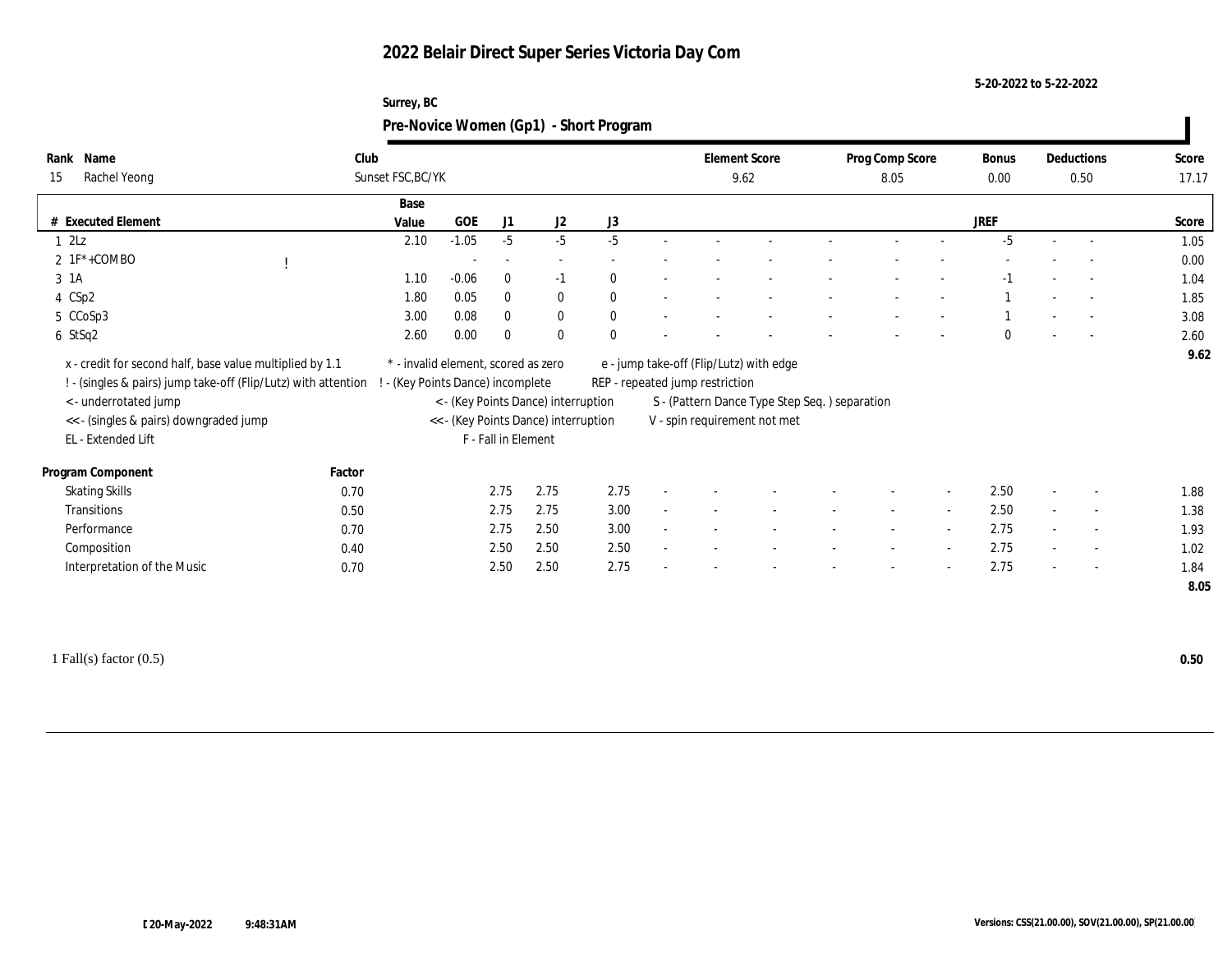# 2022 Belair Direct Super Series Victoria Day Com

5-20-2022 to 5-22-2022

Surrey, BC

## Pre-Novice Women (Gp1) - Short Program

| Rank | Name | Club | Element Score | Prog Comp Score | Bonus | Deductions | Score |
|---|---|---|---|---|---|---|---|
| 15 | Rachel Yeong | Sunset FSC,BC/YK | 9.62 | 8.05 | 0.00 | 0.50 | 17.17 |

| # | Executed Element | | Base Value | GOE | J1 | J2 | J3 | | | | | | | | | JREF | | | Score |
|---|---|---|---|---|---|---|---|---|---|---|---|---|---|---|---|---|---|---|---|
| 1 | 2Lz | | 2.10 | -1.05 | -5 | -5 | -5 | - | - | - | - | - | - | - | - | -5 | - | - | 1.05 |
| 2 | 1F*+COMBO | ! | | - | - | - | - | - | - | - | - | - | - | - | - | - | - | - | 0.00 |
| 3 | 1A | | 1.10 | -0.06 | 0 | -1 | 0 | - | - | - | - | - | - | - | - | -1 | - | - | 1.04 |
| 4 | CSp2 | | 1.80 | 0.05 | 0 | 0 | 0 | - | - | - | - | - | - | - | - | 1 | - | - | 1.85 |
| 5 | CCoSp3 | | 3.00 | 0.08 | 0 | 0 | 0 | - | - | - | - | - | - | - | - | 1 | - | - | 3.08 |
| 6 | StSq2 | | 2.60 | 0.00 | 0 | 0 | 0 | - | - | - | - | - | - | - | - | 0 | - | - | 2.60 |
| | | | | | | | | | | | | | | | | | | | 9.62 |

x - credit for second half, base value multiplied by 1.1
! - (singles & pairs) jump take-off (Flip/Lutz) with attention
< - underrotated jump
<< - (singles & pairs) downgraded jump
EL - Extended Lift
\* - invalid element, scored as zero
! - (Key Points Dance) incomplete
< - (Key Points Dance) interruption
<< - (Key Points Dance) interruption
F - Fall in Element
e - jump take-off (Flip/Lutz) with edge
REP - repeated jump restriction
S - (Pattern Dance Type Step Seq. ) separation
V - spin requirement not met

| Program Component | Factor | J1 | J2 | J3 | | | | | | | | | JREF | | | Score |
|---|---|---|---|---|---|---|---|---|---|---|---|---|---|---|---|---|
| Skating Skills | 0.70 | 2.75 | 2.75 | 2.75 | - | - | - | - | - | - | - | - | 2.50 | - | - | 1.88 |
| Transitions | 0.50 | 2.75 | 2.75 | 3.00 | - | - | - | - | - | - | - | - | 2.50 | - | - | 1.38 |
| Performance | 0.70 | 2.75 | 2.50 | 3.00 | - | - | - | - | - | - | - | - | 2.75 | - | - | 1.93 |
| Composition | 0.40 | 2.50 | 2.50 | 2.50 | - | - | - | - | - | - | - | - | 2.75 | - | - | 1.02 |
| Interpretation of the Music | 0.70 | 2.50 | 2.50 | 2.75 | - | - | - | - | - | - | - | - | 2.75 | - | - | 1.84 |
| | | | | | | | | | | | | | | | | 8.05 |

1 Fall(s) factor (0.5) **0.50**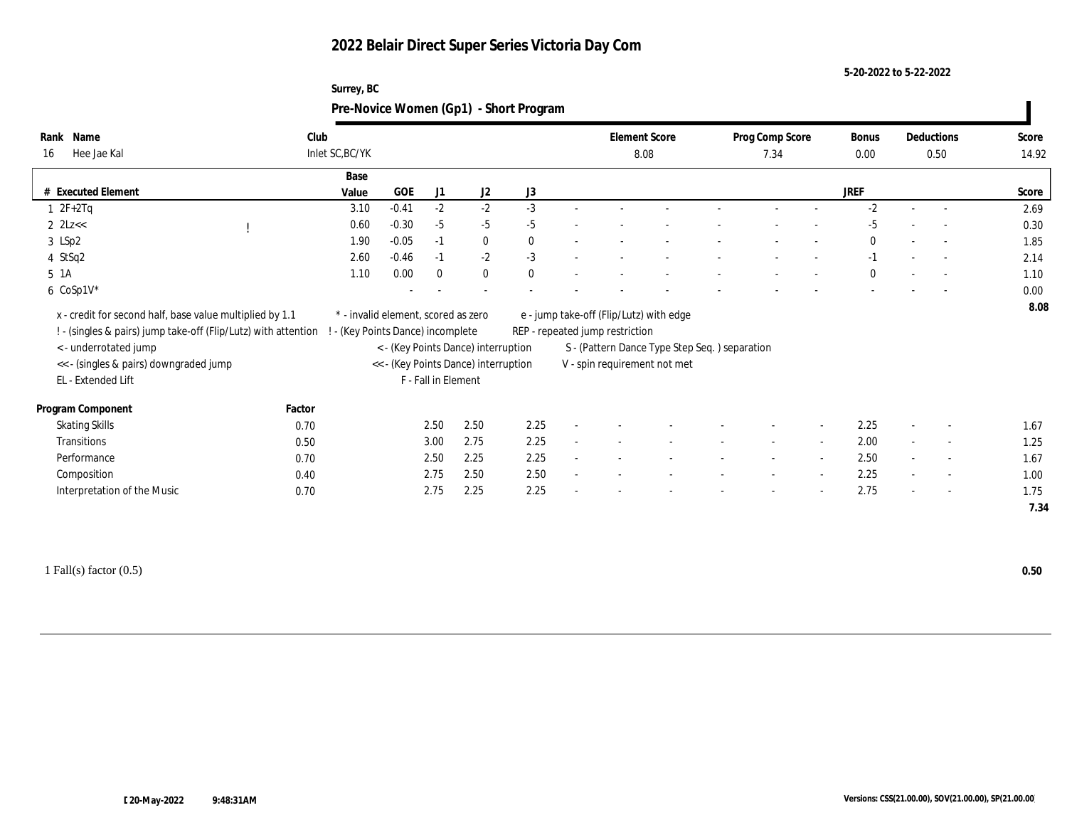# 2022 Belair Direct Super Series Victoria Day Com

5-20-2022 to 5-22-2022

Surrey, BC

## Pre-Novice Women (Gp1) - Short Program

| Rank | Name | Club | Element Score | Prog Comp Score | Bonus | Deductions | Score |
|---|---|---|---|---|---|---|---|
| 16 | Hee Jae Kal | Inlet SC,BC/YK | 8.08 | 7.34 | 0.00 | 0.50 | 14.92 |

| # | Executed Element | | Base Value | GOE | J1 | J2 | J3 | | | | | | | | JREF | | | Score |
|---|---|---|---|---|---|---|---|---|---|---|---|---|---|---|---|---|---|---|
| 1 | 2F+2Tq | | 3.10 | -0.41 | -2 | -2 | -3 | - | - | - | - | - | - | - | -2 | - | - | 2.69 |
| 2 | 2Lz<< | ! | 0.60 | -0.30 | -5 | -5 | -5 | - | - | - | - | - | - | - | -5 | - | - | 0.30 |
| 3 | LSp2 | | 1.90 | -0.05 | -1 | 0 | 0 | - | - | - | - | - | - | - | 0 | - | - | 1.85 |
| 4 | StSq2 | | 2.60 | -0.46 | -1 | -2 | -3 | - | - | - | - | - | - | - | -1 | - | - | 2.14 |
| 5 | 1A | | 1.10 | 0.00 | 0 | 0 | 0 | - | - | - | - | - | - | - | 0 | - | - | 1.10 |
| 6 | CoSp1V* | | | - | - | - | - | - | - | - | - | - | - | - | - | - | - | 0.00 |
| | | | | | | | | | | | | | | | | | | 8.08 |

x - credit for second half, base value multiplied by 1.1
! - (singles & pairs) jump take-off (Flip/Lutz) with attention
< - underrotated jump
<< - (singles & pairs) downgraded jump
EL - Extended Lift
\* - invalid element, scored as zero
! - (Key Points Dance) incomplete
< - (Key Points Dance) interruption
<< - (Key Points Dance) interruption
F - Fall in Element
e - jump take-off (Flip/Lutz) with edge
REP - repeated jump restriction
S - (Pattern Dance Type Step Seq. ) separation
V - spin requirement not met

| Program Component | Factor | J1 | J2 | J3 | | | | | | | | JREF | | | Score |
|---|---|---|---|---|---|---|---|---|---|---|---|---|---|---|---|
| Skating Skills | 0.70 | 2.50 | 2.50 | 2.25 | - | - | - | - | - | - | - | 2.25 | - | - | 1.67 |
| Transitions | 0.50 | 3.00 | 2.75 | 2.25 | - | - | - | - | - | - | - | 2.00 | - | - | 1.25 |
| Performance | 0.70 | 2.50 | 2.25 | 2.25 | - | - | - | - | - | - | - | 2.50 | - | - | 1.67 |
| Composition | 0.40 | 2.75 | 2.50 | 2.50 | - | - | - | - | - | - | - | 2.25 | - | - | 1.00 |
| Interpretation of the Music | 0.70 | 2.75 | 2.25 | 2.25 | - | - | - | - | - | - | - | 2.75 | - | - | 1.75 |
| | | | | | | | | | | | | | | | 7.34 |

1 Fall(s) factor (0.5) **0.50**